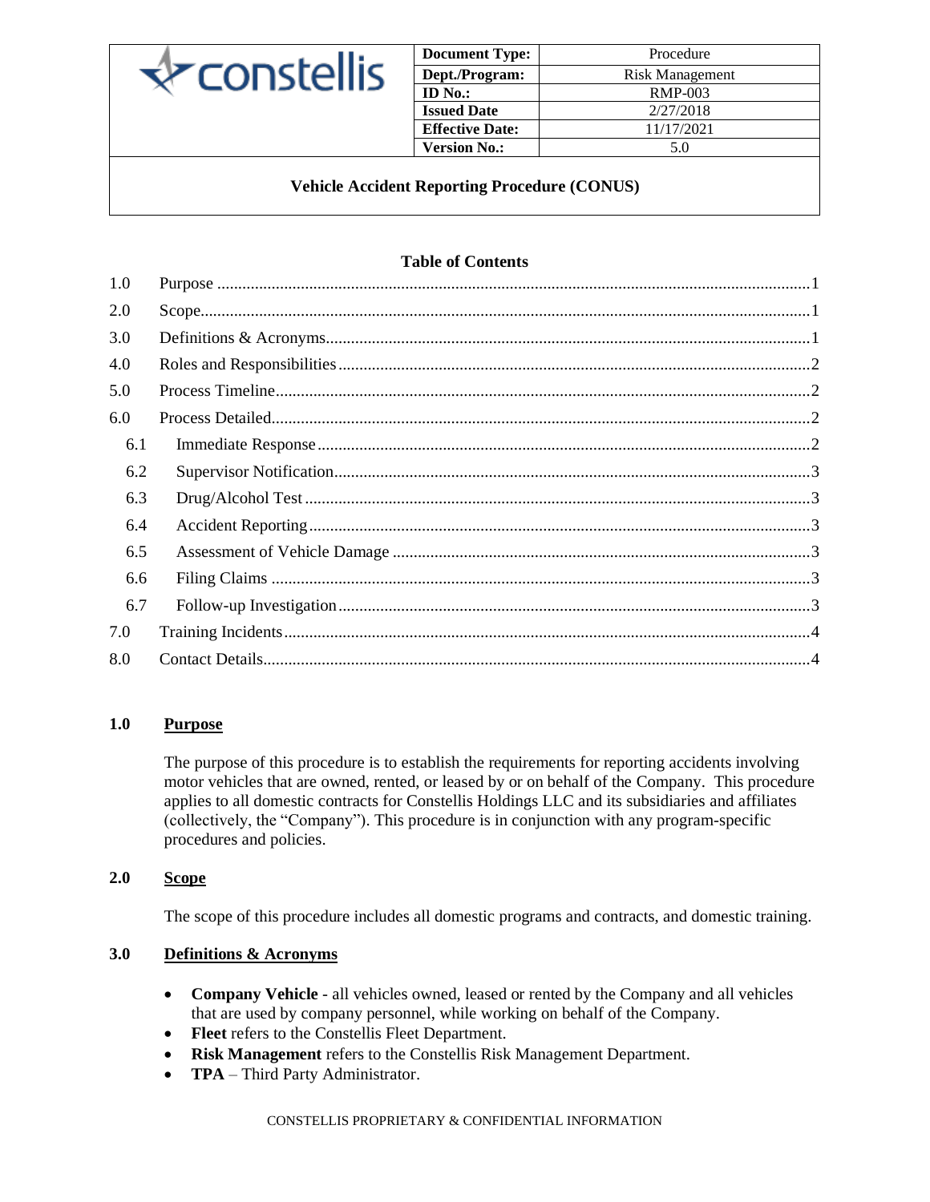| constellis | Document Type: | Procedure |
|---|---|---|
| | Dept./Program: | Risk Management |
| | ID No.: | RMP-003 |
| | Issued Date | 2/27/2018 |
| | Effective Date: | 11/17/2021 |
| | Version No.: | 5.0 |

# Vehicle Accident Reporting Procedure (CONUS)

## Table of Contents

1.0 Purpose ....1
2.0 Scope....1
3.0 Definitions & Acronyms....1
4.0 Roles and Responsibilities....2
5.0 Process Timeline....2
6.0 Process Detailed....2
- 6.1 Immediate Response....2
- 6.2 Supervisor Notification....3
- 6.3 Drug/Alcohol Test....3
- 6.4 Accident Reporting....3
- 6.5 Assessment of Vehicle Damage....3
- 6.6 Filing Claims....3
- 6.7 Follow-up Investigation....3

7.0 Training Incidents....4
8.0 Contact Details....4

## 1.0 Purpose

The purpose of this procedure is to establish the requirements for reporting accidents involving motor vehicles that are owned, rented, or leased by or on behalf of the Company. This procedure applies to all domestic contracts for Constellis Holdings LLC and its subsidiaries and affiliates (collectively, the "Company"). This procedure is in conjunction with any program-specific procedures and policies.

## 2.0 Scope

The scope of this procedure includes all domestic programs and contracts, and domestic training.

## 3.0 Definitions & Acronyms

- **Company Vehicle** - all vehicles owned, leased or rented by the Company and all vehicles that are used by company personnel, while working on behalf of the Company.
- **Fleet** refers to the Constellis Fleet Department.
- **Risk Management** refers to the Constellis Risk Management Department.
- **TPA** – Third Party Administrator.

CONSTELLIS PROPRIETARY & CONFIDENTIAL INFORMATION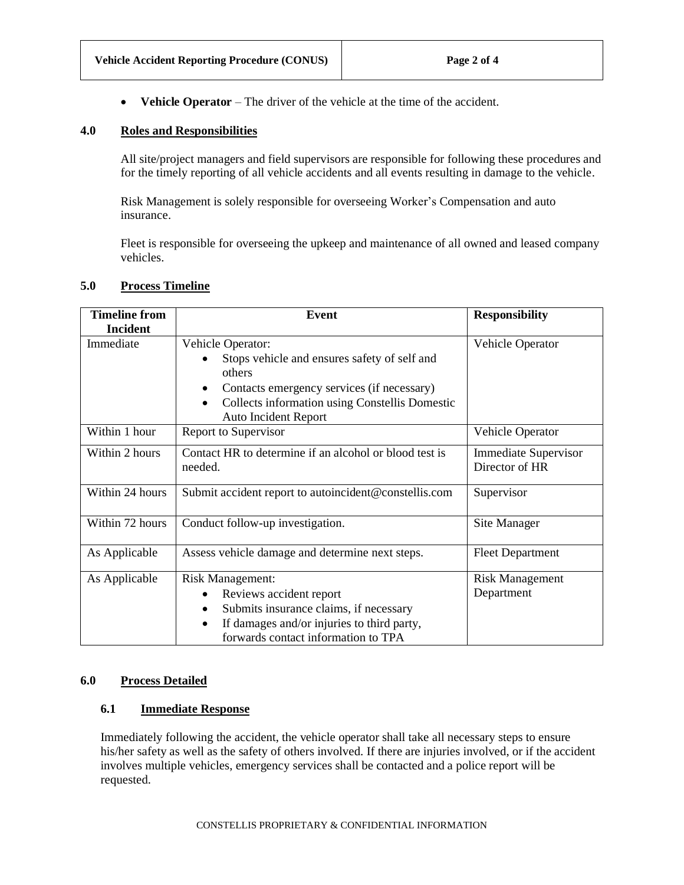- **Vehicle Operator** – The driver of the vehicle at the time of the accident.

## 4.0 Roles and Responsibilities

All site/project managers and field supervisors are responsible for following these procedures and for the timely reporting of all vehicle accidents and all events resulting in damage to the vehicle.

Risk Management is solely responsible for overseeing Worker's Compensation and auto insurance.

Fleet is responsible for overseeing the upkeep and maintenance of all owned and leased company vehicles.

## 5.0 Process Timeline

| Timeline from Incident | Event | Responsibility |
| --- | --- | --- |
| Immediate | Vehicle Operator:<br>• Stops vehicle and ensures safety of self and others<br>• Contacts emergency services (if necessary)<br>• Collects information using Constellis Domestic Auto Incident Report | Vehicle Operator |
| Within 1 hour | Report to Supervisor | Vehicle Operator |
| Within 2 hours | Contact HR to determine if an alcohol or blood test is needed. | Immediate Supervisor<br>Director of HR |
| Within 24 hours | Submit accident report to autoincident@constellis.com | Supervisor |
| Within 72 hours | Conduct follow-up investigation. | Site Manager |
| As Applicable | Assess vehicle damage and determine next steps. | Fleet Department |
| As Applicable | Risk Management:<br>• Reviews accident report<br>• Submits insurance claims, if necessary<br>• If damages and/or injuries to third party, forwards contact information to TPA | Risk Management Department |

## 6.0 Process Detailed

### 6.1 Immediate Response

Immediately following the accident, the vehicle operator shall take all necessary steps to ensure his/her safety as well as the safety of others involved. If there are injuries involved, or if the accident involves multiple vehicles, emergency services shall be contacted and a police report will be requested.

CONSTELLIS PROPRIETARY & CONFIDENTIAL INFORMATION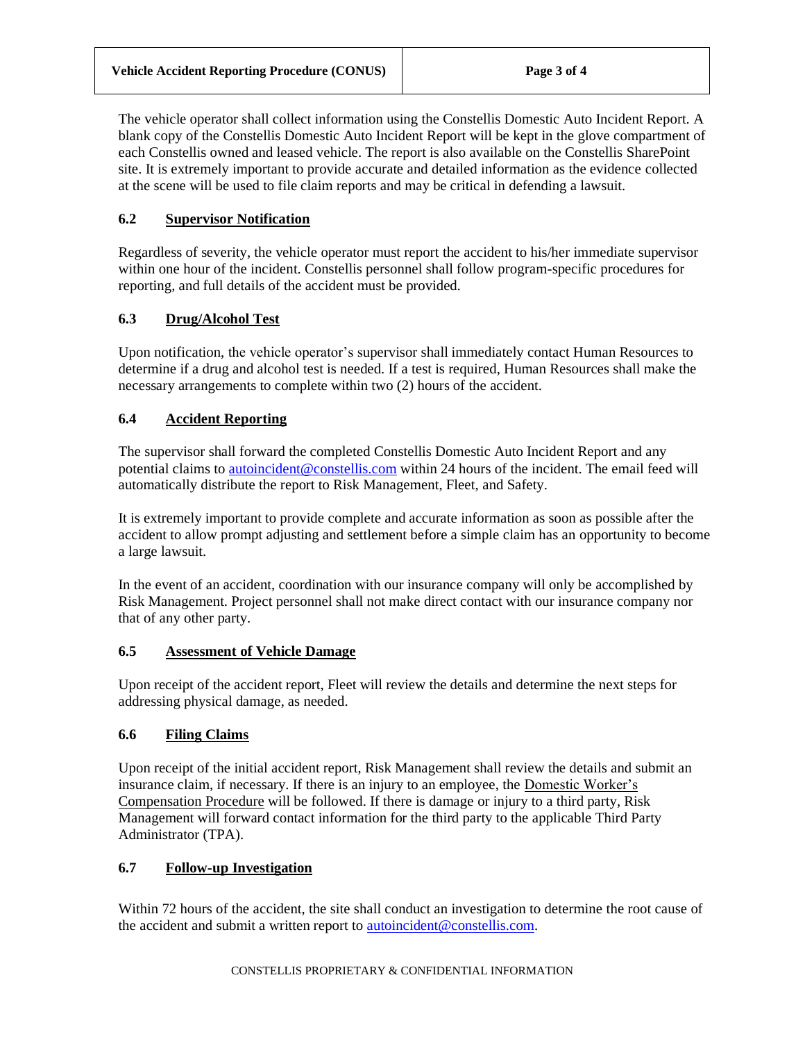The vehicle operator shall collect information using the Constellis Domestic Auto Incident Report. A blank copy of the Constellis Domestic Auto Incident Report will be kept in the glove compartment of each Constellis owned and leased vehicle. The report is also available on the Constellis SharePoint site. It is extremely important to provide accurate and detailed information as the evidence collected at the scene will be used to file claim reports and may be critical in defending a lawsuit.

### 6.2 Supervisor Notification

Regardless of severity, the vehicle operator must report the accident to his/her immediate supervisor within one hour of the incident. Constellis personnel shall follow program-specific procedures for reporting, and full details of the accident must be provided.

### 6.3 Drug/Alcohol Test

Upon notification, the vehicle operator's supervisor shall immediately contact Human Resources to determine if a drug and alcohol test is needed. If a test is required, Human Resources shall make the necessary arrangements to complete within two (2) hours of the accident.

### 6.4 Accident Reporting

The supervisor shall forward the completed Constellis Domestic Auto Incident Report and any potential claims to autoincident@constellis.com within 24 hours of the incident. The email feed will automatically distribute the report to Risk Management, Fleet, and Safety.

It is extremely important to provide complete and accurate information as soon as possible after the accident to allow prompt adjusting and settlement before a simple claim has an opportunity to become a large lawsuit.

In the event of an accident, coordination with our insurance company will only be accomplished by Risk Management. Project personnel shall not make direct contact with our insurance company nor that of any other party.

### 6.5 Assessment of Vehicle Damage

Upon receipt of the accident report, Fleet will review the details and determine the next steps for addressing physical damage, as needed.

### 6.6 Filing Claims

Upon receipt of the initial accident report, Risk Management shall review the details and submit an insurance claim, if necessary. If there is an injury to an employee, the Domestic Worker's Compensation Procedure will be followed. If there is damage or injury to a third party, Risk Management will forward contact information for the third party to the applicable Third Party Administrator (TPA).

### 6.7 Follow-up Investigation

Within 72 hours of the accident, the site shall conduct an investigation to determine the root cause of the accident and submit a written report to autoincident@constellis.com.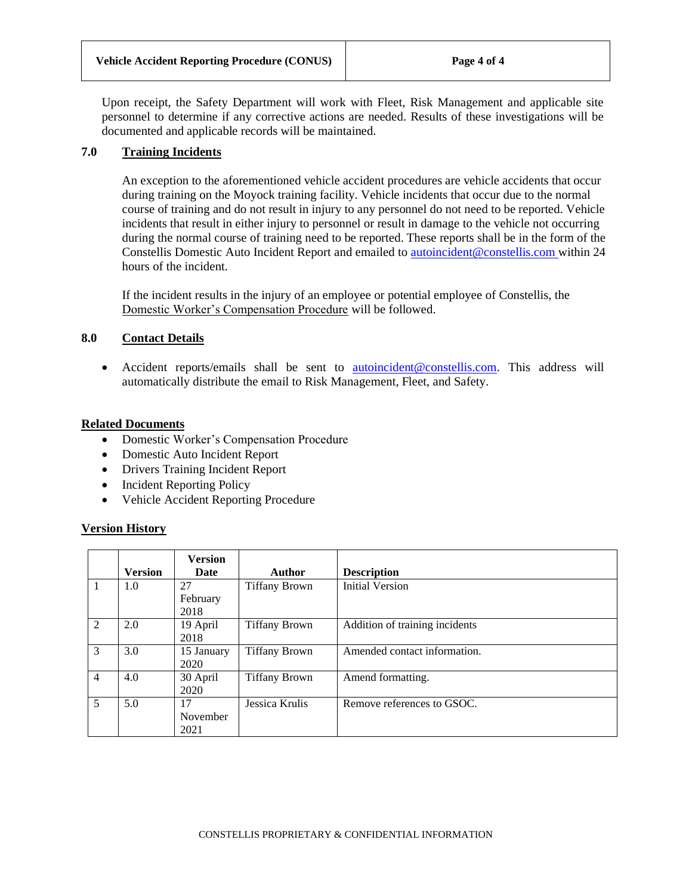Upon receipt, the Safety Department will work with Fleet, Risk Management and applicable site personnel to determine if any corrective actions are needed. Results of these investigations will be documented and applicable records will be maintained.

## 7.0 Training Incidents

An exception to the aforementioned vehicle accident procedures are vehicle accidents that occur during training on the Moyock training facility. Vehicle incidents that occur due to the normal course of training and do not result in injury to any personnel do not need to be reported. Vehicle incidents that result in either injury to personnel or result in damage to the vehicle not occurring during the normal course of training need to be reported. These reports shall be in the form of the Constellis Domestic Auto Incident Report and emailed to autoincident@constellis.com within 24 hours of the incident.

If the incident results in the injury of an employee or potential employee of Constellis, the Domestic Worker's Compensation Procedure will be followed.

## 8.0 Contact Details

- Accident reports/emails shall be sent to autoincident@constellis.com. This address will automatically distribute the email to Risk Management, Fleet, and Safety.

## Related Documents

- Domestic Worker's Compensation Procedure
- Domestic Auto Incident Report
- Drivers Training Incident Report
- Incident Reporting Policy
- Vehicle Accident Reporting Procedure

## Version History

| | Version | Version Date | Author | Description |
|---|---|---|---|---|
| 1 | 1.0 | 27 February 2018 | Tiffany Brown | Initial Version |
| 2 | 2.0 | 19 April 2018 | Tiffany Brown | Addition of training incidents |
| 3 | 3.0 | 15 January 2020 | Tiffany Brown | Amended contact information. |
| 4 | 4.0 | 30 April 2020 | Tiffany Brown | Amend formatting. |
| 5 | 5.0 | 17 November 2021 | Jessica Krulis | Remove references to GSOC. |

CONSTELLIS PROPRIETARY & CONFIDENTIAL INFORMATION